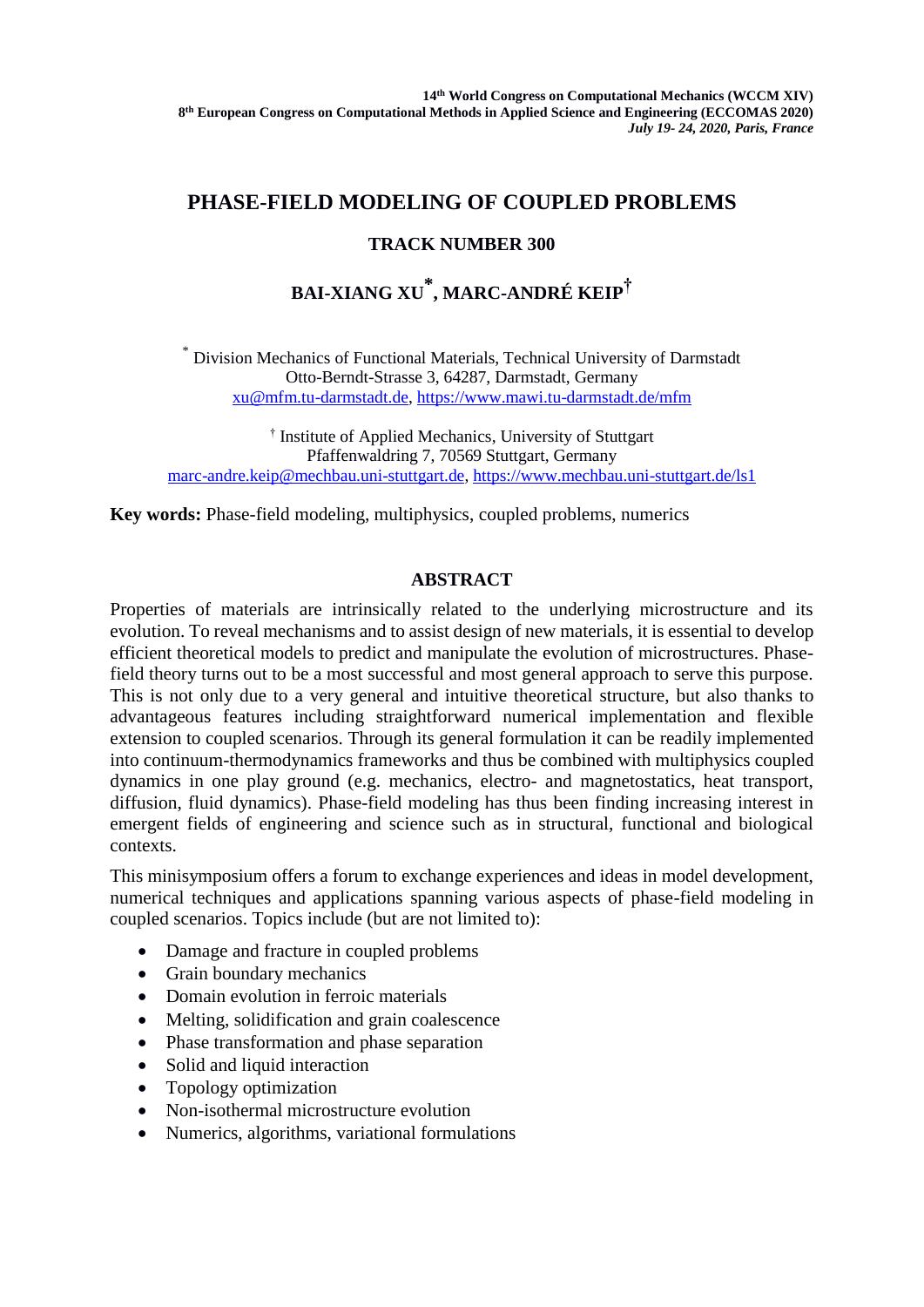14th World Congress on Computational Mechanics (WCCM XIV)
8th European Congress on Computational Methods in Applied Science and Engineering (ECCOMAS 2020)
*July 19- 24, 2020, Paris, France*

# PHASE-FIELD MODELING OF COUPLED PROBLEMS

## TRACK NUMBER 300

**BAI-XIANG XU*, MARC-ANDRÉ KEIP†**

\* Division Mechanics of Functional Materials, Technical University of Darmstadt
Otto-Berndt-Strasse 3, 64287, Darmstadt, Germany
xu@mfm.tu-darmstadt.de, https://www.mawi.tu-darmstadt.de/mfm

† Institute of Applied Mechanics, University of Stuttgart
Pfaffenwaldring 7, 70569 Stuttgart, Germany
marc-andre.keip@mechbau.uni-stuttgart.de, https://www.mechbau.uni-stuttgart.de/ls1

**Key words:** Phase-field modeling, multiphysics, coupled problems, numerics

## ABSTRACT

Properties of materials are intrinsically related to the underlying microstructure and its evolution. To reveal mechanisms and to assist design of new materials, it is essential to develop efficient theoretical models to predict and manipulate the evolution of microstructures. Phase-field theory turns out to be a most successful and most general approach to serve this purpose. This is not only due to a very general and intuitive theoretical structure, but also thanks to advantageous features including straightforward numerical implementation and flexible extension to coupled scenarios. Through its general formulation it can be readily implemented into continuum-thermodynamics frameworks and thus be combined with multiphysics coupled dynamics in one play ground (e.g. mechanics, electro- and magnetostatics, heat transport, diffusion, fluid dynamics). Phase-field modeling has thus been finding increasing interest in emergent fields of engineering and science such as in structural, functional and biological contexts.

This minisymposium offers a forum to exchange experiences and ideas in model development, numerical techniques and applications spanning various aspects of phase-field modeling in coupled scenarios. Topics include (but are not limited to):

- Damage and fracture in coupled problems
- Grain boundary mechanics
- Domain evolution in ferroic materials
- Melting, solidification and grain coalescence
- Phase transformation and phase separation
- Solid and liquid interaction
- Topology optimization
- Non-isothermal microstructure evolution
- Numerics, algorithms, variational formulations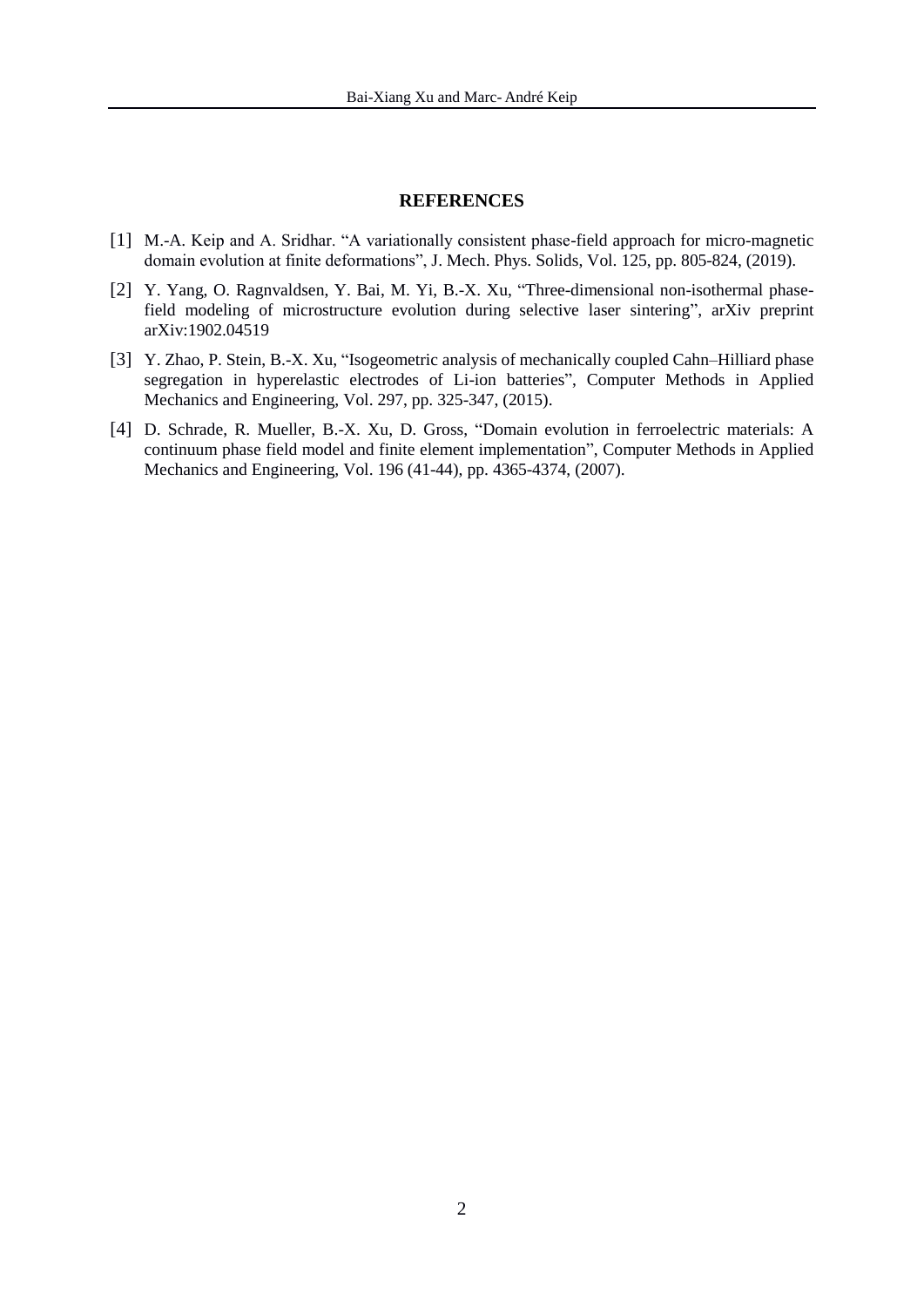## REFERENCES

[1] M.-A. Keip and A. Sridhar. "A variationally consistent phase-field approach for micro-magnetic domain evolution at finite deformations", J. Mech. Phys. Solids, Vol. 125, pp. 805-824, (2019).

[2] Y. Yang, O. Ragnvaldsen, Y. Bai, M. Yi, B.-X. Xu, "Three-dimensional non-isothermal phase-field modeling of microstructure evolution during selective laser sintering", arXiv preprint arXiv:1902.04519

[3] Y. Zhao, P. Stein, B.-X. Xu, "Isogeometric analysis of mechanically coupled Cahn–Hilliard phase segregation in hyperelastic electrodes of Li-ion batteries", Computer Methods in Applied Mechanics and Engineering, Vol. 297, pp. 325-347, (2015).

[4] D. Schrade, R. Mueller, B.-X. Xu, D. Gross, "Domain evolution in ferroelectric materials: A continuum phase field model and finite element implementation", Computer Methods in Applied Mechanics and Engineering, Vol. 196 (41-44), pp. 4365-4374, (2007).